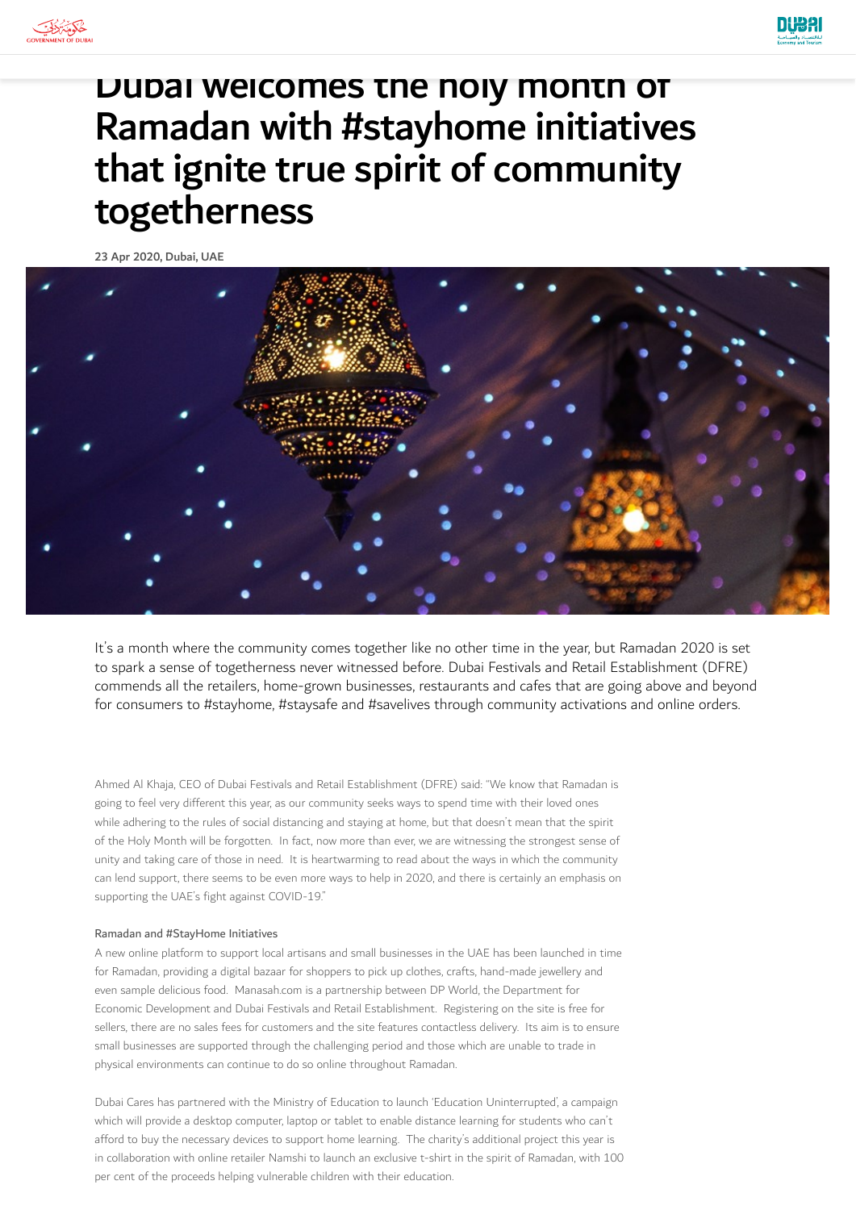# Dubai welcomes the holy month of Ramadan with #stayhome initiatives that ignite true spirit of community togetherness

**23 Apr 2020, Dubai, UAE**

It's a month where the community comes together like no other time in the year, but Ramadan 2020 is set to spark a sense of togetherness never witnessed before. Dubai Festivals and Retail Establishment (DFRE) commends all the retailers, home-grown businesses, restaurants and cafes that are going above and beyond for consumers to #stayhome, #staysafe and #savelives through community activations and online orders.

Ahmed Al Khaja, CEO of Dubai Festivals and Retail Establishment (DFRE) said: "We know that Ramadan is going to feel very different this year, as our community seeks ways to spend time with their loved ones while adhering to the rules of social distancing and staying at home, but that doesn't mean that the spirit of the Holy Month will be forgotten. In fact, now more than ever, we are witnessing the strongest sense of unity and taking care of those in need. It is heartwarming to read about the ways in which the community can lend support, there seems to be even more ways to help in 2020, and there is certainly an emphasis on supporting the UAE's fight against COVID-19."

Ramadan and #StayHome Initiatives

A new online platform to support local artisans and small businesses in the UAE has been launched in time for Ramadan, providing a digital bazaar for shoppers to pick up clothes, crafts, hand-made jewellery and even sample delicious food. Manasah.com is a partnership between DP World, the Department for Economic Development and Dubai Festivals and Retail Establishment. Registering on the site is free for sellers, there are no sales fees for customers and the site features contactless delivery. Its aim is to ensure small businesses are supported through the challenging period and those which are unable to trade in physical environments can continue to do so online throughout Ramadan.

Dubai Cares has partnered with the Ministry of Education to launch 'Education Uninterrupted', a campaign which will provide a desktop computer, laptop or tablet to enable distance learning for students who can't afford to buy the necessary devices to support home learning. The charity's additional project this year is in collaboration with online retailer Namshi to launch an exclusive t-shirt in the spirit of Ramadan, with 100 per cent of the proceeds helping vulnerable children with their education.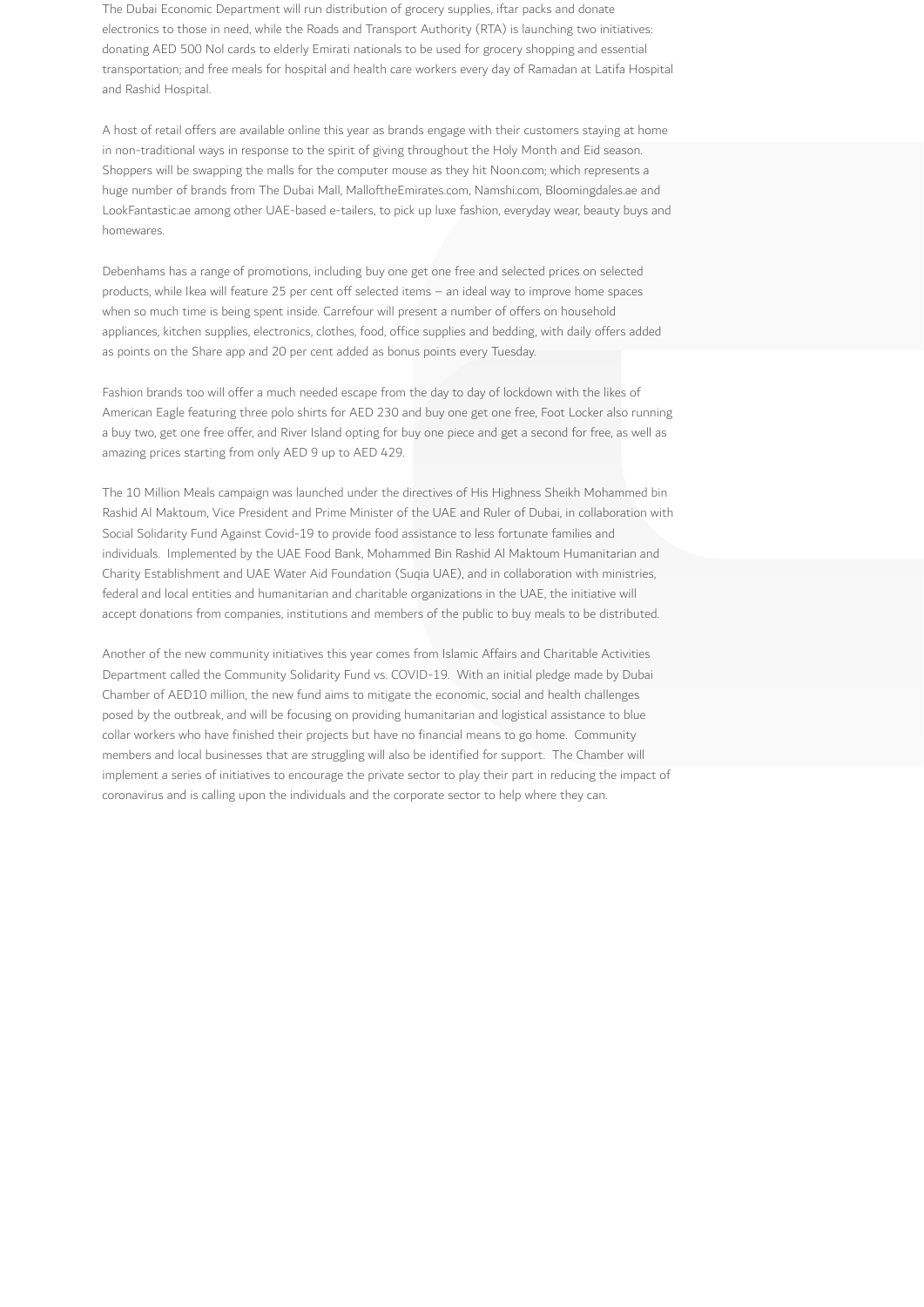The Dubai Economic Department will run distribution of grocery supplies, iftar packs and donate electronics to those in need, while the Roads and Transport Authority (RTA) is launching two initiatives: donating AED 500 Nol cards to elderly Emirati nationals to be used for grocery shopping and essential transportation; and free meals for hospital and health care workers every day of Ramadan at Latifa Hospital and Rashid Hospital.

A host of retail offers are available online this year as brands engage with their customers staying at home in non-traditional ways in response to the spirit of giving throughout the Holy Month and Eid season. Shoppers will be swapping the malls for the computer mouse as they hit Noon.com; which represents a huge number of brands from The Dubai Mall, MalloftheEmirates.com, Namshi.com, Bloomingdales.ae and LookFantastic.ae among other UAE-based e-tailers, to pick up luxe fashion, everyday wear, beauty buys and homewares.

Debenhams has a range of promotions, including buy one get one free and selected prices on selected products, while Ikea will feature 25 per cent off selected items – an ideal way to improve home spaces when so much time is being spent inside. Carrefour will present a number of offers on household appliances, kitchen supplies, electronics, clothes, food, office supplies and bedding, with daily offers added as points on the Share app and 20 per cent added as bonus points every Tuesday.

Fashion brands too will offer a much needed escape from the day to day of lockdown with the likes of American Eagle featuring three polo shirts for AED 230 and buy one get one free, Foot Locker also running a buy two, get one free offer, and River Island opting for buy one piece and get a second for free, as well as amazing prices starting from only AED 9 up to AED 429.

The 10 Million Meals campaign was launched under the directives of His Highness Sheikh Mohammed bin Rashid Al Maktoum, Vice President and Prime Minister of the UAE and Ruler of Dubai, in collaboration with Social Solidarity Fund Against Covid-19 to provide food assistance to less fortunate families and individuals. Implemented by the UAE Food Bank, Mohammed Bin Rashid Al Maktoum Humanitarian and Charity Establishment and UAE Water Aid Foundation (Suqia UAE), and in collaboration with ministries, federal and local entities and humanitarian and charitable organizations in the UAE, the initiative will accept donations from companies, institutions and members of the public to buy meals to be distributed.

Another of the new community initiatives this year comes from Islamic Affairs and Charitable Activities Department called the Community Solidarity Fund vs. COVID-19. With an initial pledge made by Dubai Chamber of AED10 million, the new fund aims to mitigate the economic, social and health challenges posed by the outbreak, and will be focusing on providing humanitarian and logistical assistance to blue collar workers who have finished their projects but have no financial means to go home. Community members and local businesses that are struggling will also be identified for support. The Chamber will implement a series of initiatives to encourage the private sector to play their part in reducing the impact of coronavirus and is calling upon the individuals and the corporate sector to help where they can.